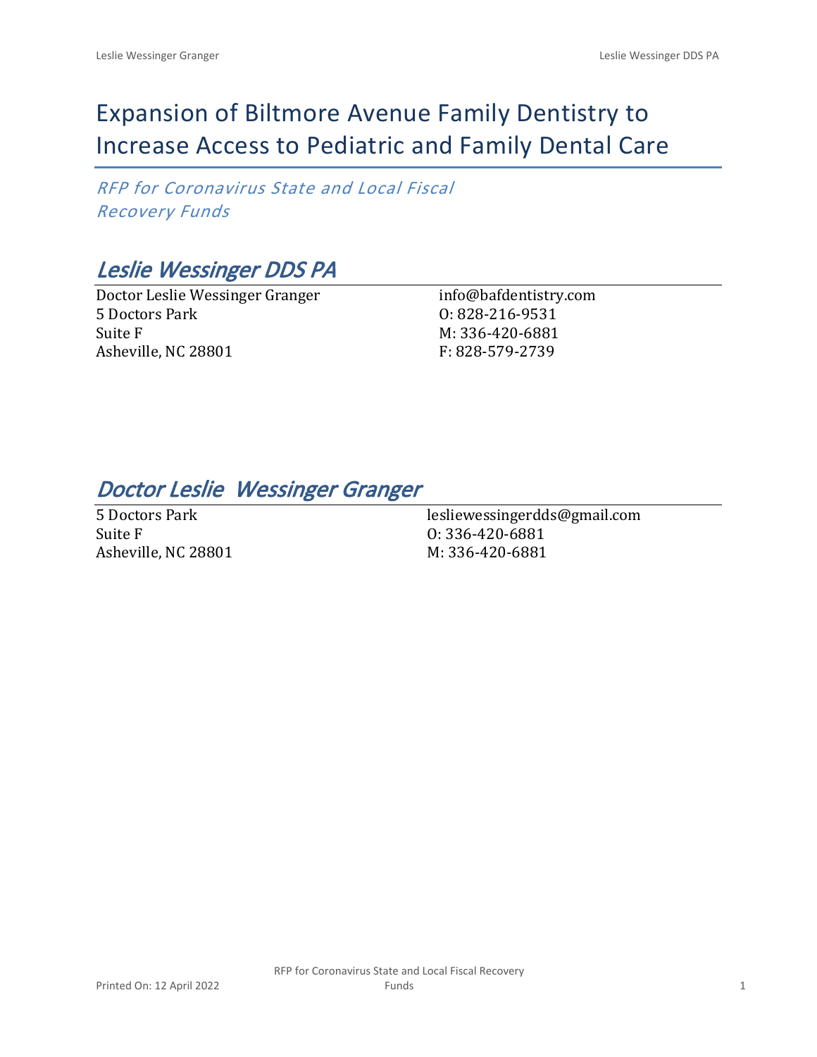# Expansion of Biltmore Avenue Family Dentistry to Increase Access to Pediatric and Family Dental Care

*RFP for Coronavirus State and Local Fiscal Recovery Funds*

## *Leslie Wessinger DDS PA*

Doctor Leslie Wessinger Granger
5 Doctors Park
Suite F
Asheville, NC 28801

info@bafdentistry.com
O: 828-216-9531
M: 336-420-6881
F: 828-579-2739

## *Doctor Leslie Wessinger Granger*

5 Doctors Park
Suite F
Asheville, NC 28801

lesliewessingerdds@gmail.com
O: 336-420-6881
M: 336-420-6881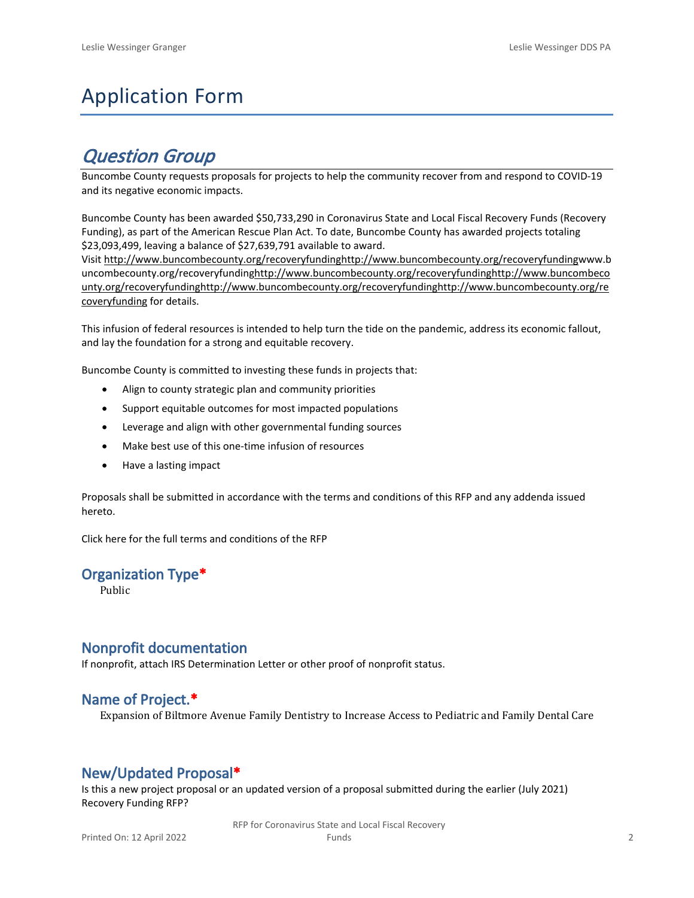# Application Form

## *Question Group*

Buncombe County requests proposals for projects to help the community recover from and respond to COVID-19 and its negative economic impacts.

Buncombe County has been awarded $50,733,290 in Coronavirus State and Local Fiscal Recovery Funds (Recovery Funding), as part of the American Rescue Plan Act. To date, Buncombe County has awarded projects totaling $23,093,499, leaving a balance of $27,639,791 available to award.

Visit http://www.buncombecounty.org/recoveryfundinghttp://www.buncombecounty.org/recoveryfundingwww.buncombecounty.org/recoveryfundinghttp://www.buncombecounty.org/recoveryfundinghttp://www.buncombecounty.org/recoveryfundinghttp://www.buncombecounty.org/recoveryfundinghttp://www.buncombecounty.org/recoveryfunding for details.

This infusion of federal resources is intended to help turn the tide on the pandemic, address its economic fallout, and lay the foundation for a strong and equitable recovery.

Buncombe County is committed to investing these funds in projects that:

- Align to county strategic plan and community priorities
- Support equitable outcomes for most impacted populations
- Leverage and align with other governmental funding sources
- Make best use of this one-time infusion of resources
- Have a lasting impact

Proposals shall be submitted in accordance with the terms and conditions of this RFP and any addenda issued hereto.

Click here for the full terms and conditions of the RFP

### Organization Type*

Public

### Nonprofit documentation

If nonprofit, attach IRS Determination Letter or other proof of nonprofit status.

### Name of Project.*

Expansion of Biltmore Avenue Family Dentistry to Increase Access to Pediatric and Family Dental Care

### New/Updated Proposal*

Is this a new project proposal or an updated version of a proposal submitted during the earlier (July 2021) Recovery Funding RFP?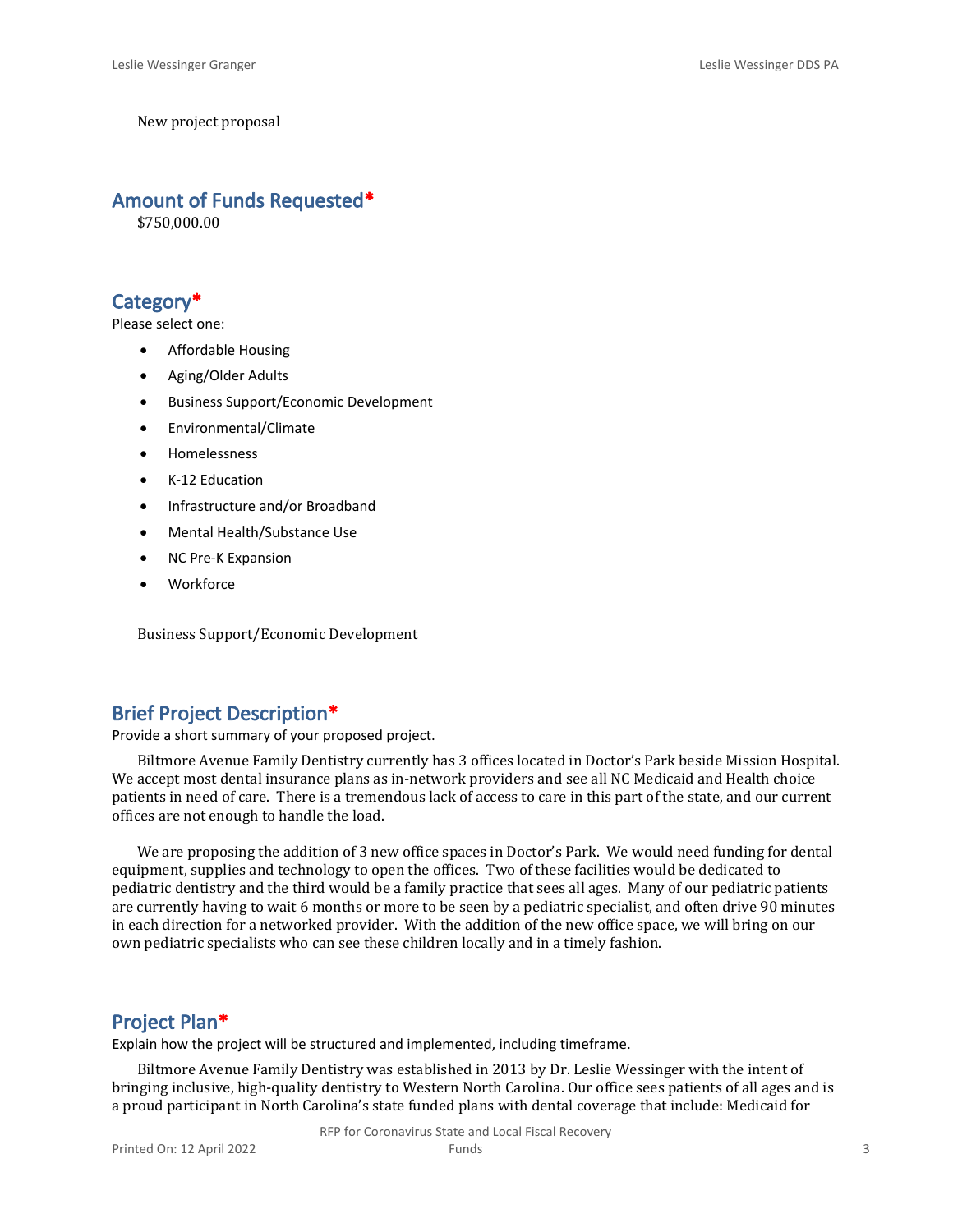New project proposal

## Amount of Funds Requested*

$750,000.00

## Category*

Please select one:

- Affordable Housing
- Aging/Older Adults
- Business Support/Economic Development
- Environmental/Climate
- Homelessness
- K-12 Education
- Infrastructure and/or Broadband
- Mental Health/Substance Use
- NC Pre-K Expansion
- Workforce

Business Support/Economic Development

## Brief Project Description*

Provide a short summary of your proposed project.

Biltmore Avenue Family Dentistry currently has 3 offices located in Doctor's Park beside Mission Hospital. We accept most dental insurance plans as in-network providers and see all NC Medicaid and Health choice patients in need of care. There is a tremendous lack of access to care in this part of the state, and our current offices are not enough to handle the load.

We are proposing the addition of 3 new office spaces in Doctor's Park. We would need funding for dental equipment, supplies and technology to open the offices. Two of these facilities would be dedicated to pediatric dentistry and the third would be a family practice that sees all ages. Many of our pediatric patients are currently having to wait 6 months or more to be seen by a pediatric specialist, and often drive 90 minutes in each direction for a networked provider. With the addition of the new office space, we will bring on our own pediatric specialists who can see these children locally and in a timely fashion.

## Project Plan*

Explain how the project will be structured and implemented, including timeframe.

Biltmore Avenue Family Dentistry was established in 2013 by Dr. Leslie Wessinger with the intent of bringing inclusive, high-quality dentistry to Western North Carolina. Our office sees patients of all ages and is a proud participant in North Carolina's state funded plans with dental coverage that include: Medicaid for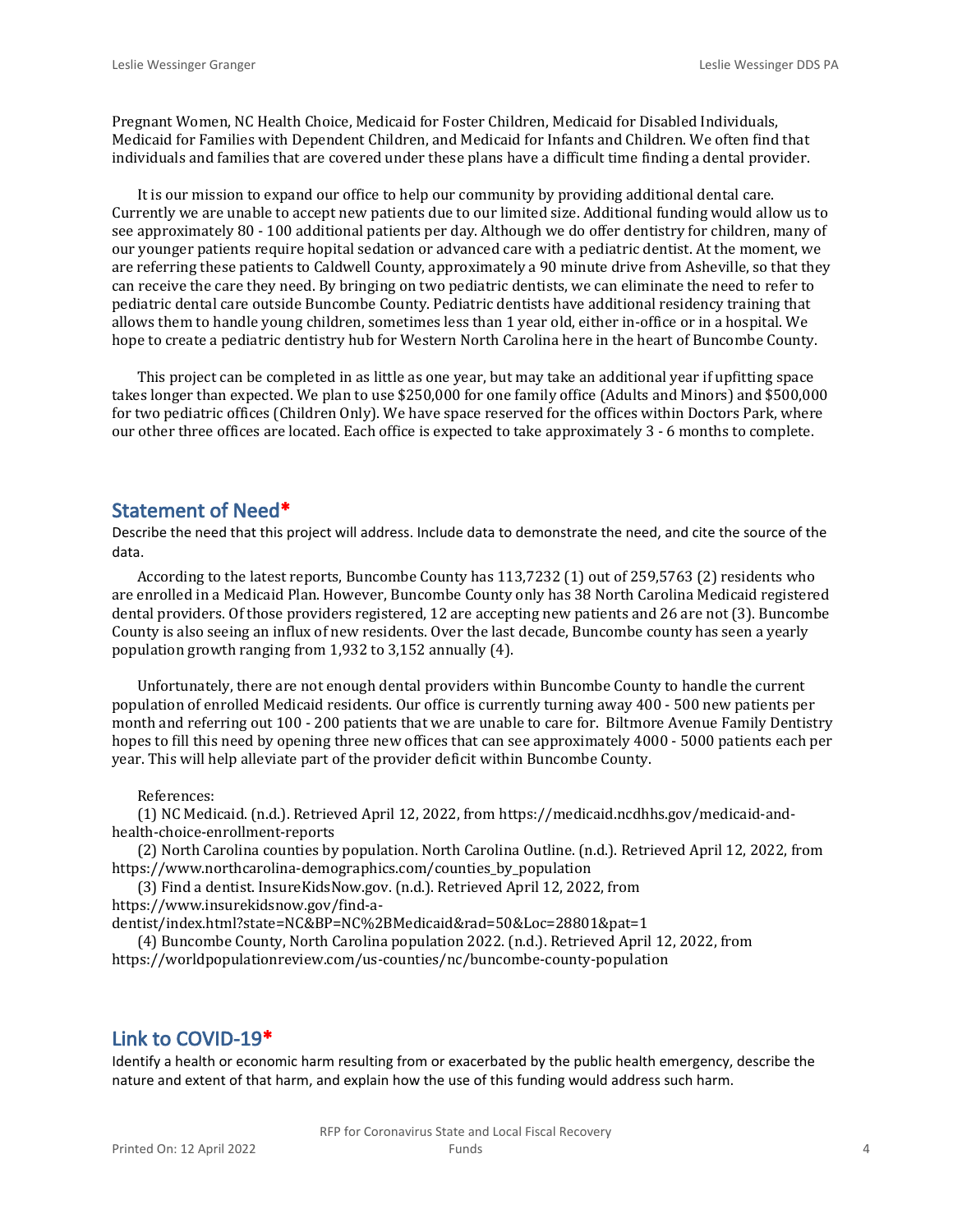Pregnant Women, NC Health Choice, Medicaid for Foster Children, Medicaid for Disabled Individuals, Medicaid for Families with Dependent Children, and Medicaid for Infants and Children. We often find that individuals and families that are covered under these plans have a difficult time finding a dental provider.

It is our mission to expand our office to help our community by providing additional dental care. Currently we are unable to accept new patients due to our limited size. Additional funding would allow us to see approximately 80 - 100 additional patients per day. Although we do offer dentistry for children, many of our younger patients require hopital sedation or advanced care with a pediatric dentist. At the moment, we are referring these patients to Caldwell County, approximately a 90 minute drive from Asheville, so that they can receive the care they need. By bringing on two pediatric dentists, we can eliminate the need to refer to pediatric dental care outside Buncombe County. Pediatric dentists have additional residency training that allows them to handle young children, sometimes less than 1 year old, either in-office or in a hospital. We hope to create a pediatric dentistry hub for Western North Carolina here in the heart of Buncombe County.

This project can be completed in as little as one year, but may take an additional year if upfitting space takes longer than expected. We plan to use $250,000 for one family office (Adults and Minors) and $500,000 for two pediatric offices (Children Only). We have space reserved for the offices within Doctors Park, where our other three offices are located. Each office is expected to take approximately 3 - 6 months to complete.

## Statement of Need*

Describe the need that this project will address. Include data to demonstrate the need, and cite the source of the data.

According to the latest reports, Buncombe County has 113,7232 (1) out of 259,5763 (2) residents who are enrolled in a Medicaid Plan. However, Buncombe County only has 38 North Carolina Medicaid registered dental providers. Of those providers registered, 12 are accepting new patients and 26 are not (3). Buncombe County is also seeing an influx of new residents. Over the last decade, Buncombe county has seen a yearly population growth ranging from 1,932 to 3,152 annually (4).

Unfortunately, there are not enough dental providers within Buncombe County to handle the current population of enrolled Medicaid residents. Our office is currently turning away 400 - 500 new patients per month and referring out 100 - 200 patients that we are unable to care for. Biltmore Avenue Family Dentistry hopes to fill this need by opening three new offices that can see approximately 4000 - 5000 patients each per year. This will help alleviate part of the provider deficit within Buncombe County.

References:

(1) NC Medicaid. (n.d.). Retrieved April 12, 2022, from https://medicaid.ncdhhs.gov/medicaid-and-health-choice-enrollment-reports

(2) North Carolina counties by population. North Carolina Outline. (n.d.). Retrieved April 12, 2022, from https://www.northcarolina-demographics.com/counties_by_population

(3) Find a dentist. InsureKidsNow.gov. (n.d.). Retrieved April 12, 2022, from https://www.insurekidsnow.gov/find-a-dentist/index.html?state=NC&BP=NC%2BMedicaid&rad=50&Loc=28801&pat=1

(4) Buncombe County, North Carolina population 2022. (n.d.). Retrieved April 12, 2022, from https://worldpopulationreview.com/us-counties/nc/buncombe-county-population

## Link to COVID-19*

Identify a health or economic harm resulting from or exacerbated by the public health emergency, describe the nature and extent of that harm, and explain how the use of this funding would address such harm.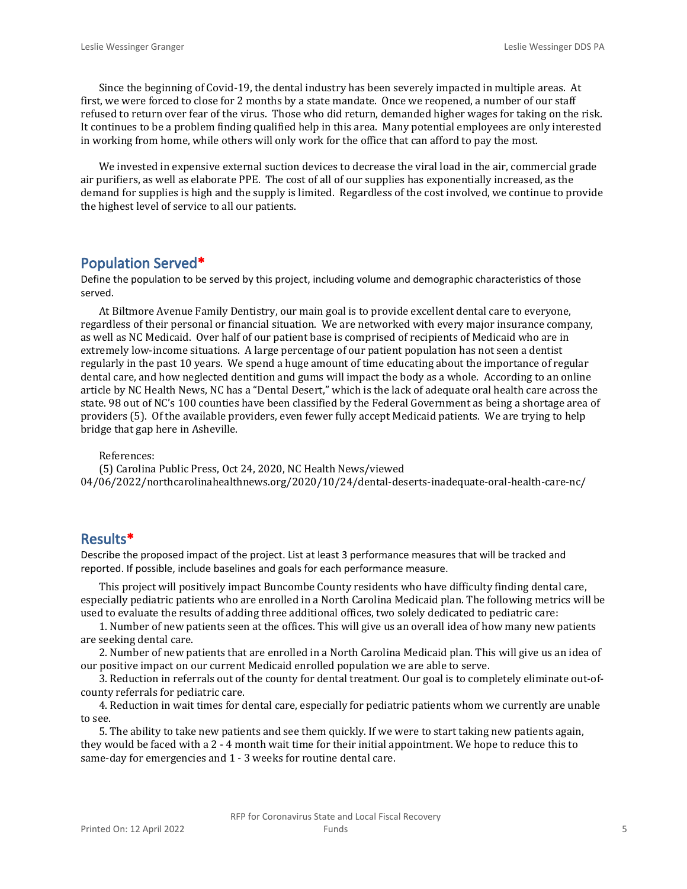Since the beginning of Covid-19, the dental industry has been severely impacted in multiple areas. At first, we were forced to close for 2 months by a state mandate. Once we reopened, a number of our staff refused to return over fear of the virus. Those who did return, demanded higher wages for taking on the risk. It continues to be a problem finding qualified help in this area. Many potential employees are only interested in working from home, while others will only work for the office that can afford to pay the most.

We invested in expensive external suction devices to decrease the viral load in the air, commercial grade air purifiers, as well as elaborate PPE. The cost of all of our supplies has exponentially increased, as the demand for supplies is high and the supply is limited. Regardless of the cost involved, we continue to provide the highest level of service to all our patients.

## Population Served*

Define the population to be served by this project, including volume and demographic characteristics of those served.

At Biltmore Avenue Family Dentistry, our main goal is to provide excellent dental care to everyone, regardless of their personal or financial situation. We are networked with every major insurance company, as well as NC Medicaid. Over half of our patient base is comprised of recipients of Medicaid who are in extremely low-income situations. A large percentage of our patient population has not seen a dentist regularly in the past 10 years. We spend a huge amount of time educating about the importance of regular dental care, and how neglected dentition and gums will impact the body as a whole. According to an online article by NC Health News, NC has a "Dental Desert," which is the lack of adequate oral health care across the state. 98 out of NC's 100 counties have been classified by the Federal Government as being a shortage area of providers (5). Of the available providers, even fewer fully accept Medicaid patients. We are trying to help bridge that gap here in Asheville.

References:
(5) Carolina Public Press, Oct 24, 2020, NC Health News/viewed 04/06/2022/northcarolinahealthnews.org/2020/10/24/dental-deserts-inadequate-oral-health-care-nc/

## Results*

Describe the proposed impact of the project. List at least 3 performance measures that will be tracked and reported. If possible, include baselines and goals for each performance measure.

This project will positively impact Buncombe County residents who have difficulty finding dental care, especially pediatric patients who are enrolled in a North Carolina Medicaid plan. The following metrics will be used to evaluate the results of adding three additional offices, two solely dedicated to pediatric care:

1. Number of new patients seen at the offices. This will give us an overall idea of how many new patients are seeking dental care.
2. Number of new patients that are enrolled in a North Carolina Medicaid plan. This will give us an idea of our positive impact on our current Medicaid enrolled population we are able to serve.
3. Reduction in referrals out of the county for dental treatment. Our goal is to completely eliminate out-of-county referrals for pediatric care.
4. Reduction in wait times for dental care, especially for pediatric patients whom we currently are unable to see.
5. The ability to take new patients and see them quickly. If we were to start taking new patients again, they would be faced with a 2 - 4 month wait time for their initial appointment. We hope to reduce this to same-day for emergencies and 1 - 3 weeks for routine dental care.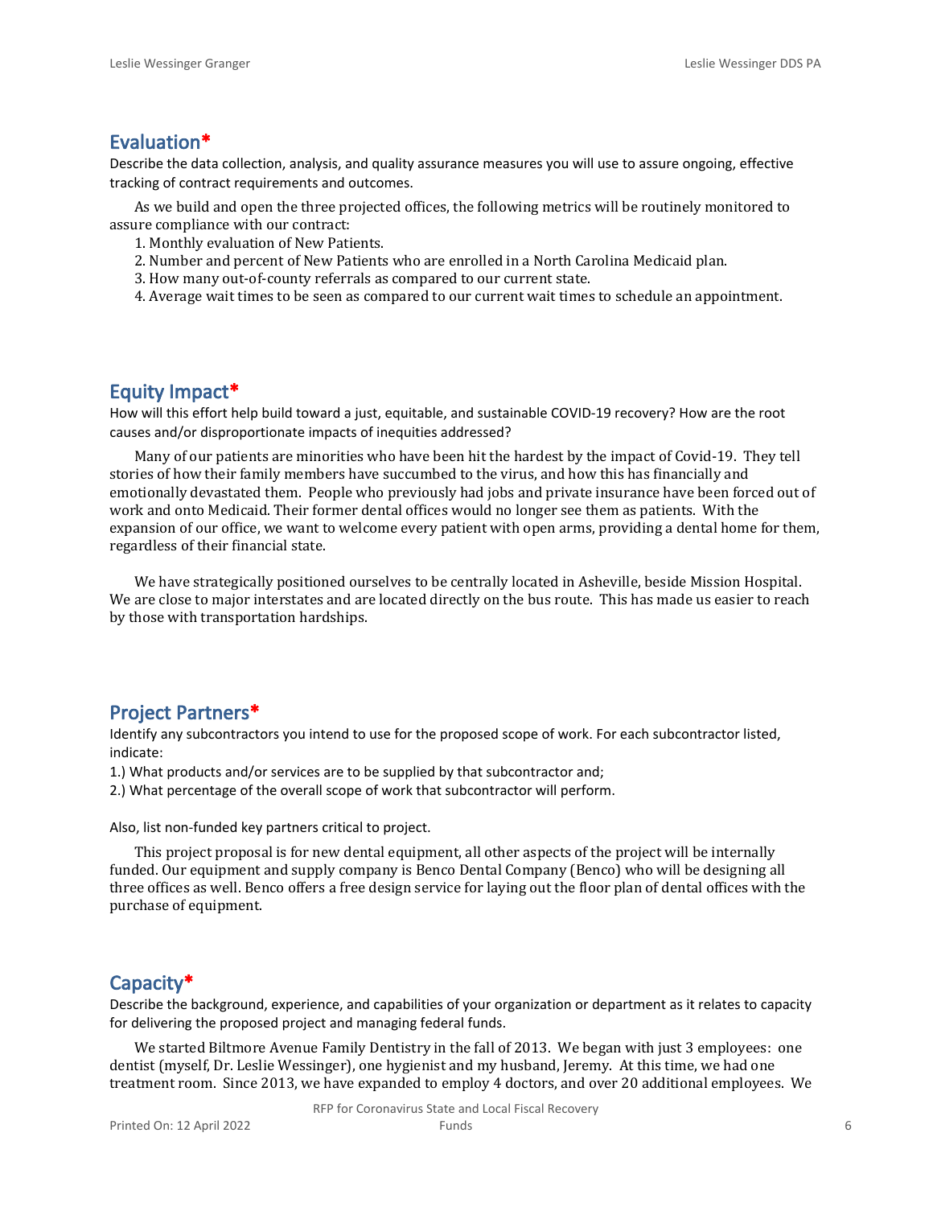## Evaluation*

Describe the data collection, analysis, and quality assurance measures you will use to assure ongoing, effective tracking of contract requirements and outcomes.

As we build and open the three projected offices, the following metrics will be routinely monitored to assure compliance with our contract:

1. Monthly evaluation of New Patients.
2. Number and percent of New Patients who are enrolled in a North Carolina Medicaid plan.
3. How many out-of-county referrals as compared to our current state.
4. Average wait times to be seen as compared to our current wait times to schedule an appointment.

## Equity Impact*

How will this effort help build toward a just, equitable, and sustainable COVID-19 recovery? How are the root causes and/or disproportionate impacts of inequities addressed?

Many of our patients are minorities who have been hit the hardest by the impact of Covid-19. They tell stories of how their family members have succumbed to the virus, and how this has financially and emotionally devastated them. People who previously had jobs and private insurance have been forced out of work and onto Medicaid. Their former dental offices would no longer see them as patients. With the expansion of our office, we want to welcome every patient with open arms, providing a dental home for them, regardless of their financial state.

We have strategically positioned ourselves to be centrally located in Asheville, beside Mission Hospital. We are close to major interstates and are located directly on the bus route. This has made us easier to reach by those with transportation hardships.

## Project Partners*

Identify any subcontractors you intend to use for the proposed scope of work. For each subcontractor listed, indicate:

1.) What products and/or services are to be supplied by that subcontractor and;

2.) What percentage of the overall scope of work that subcontractor will perform.

Also, list non-funded key partners critical to project.

This project proposal is for new dental equipment, all other aspects of the project will be internally funded. Our equipment and supply company is Benco Dental Company (Benco) who will be designing all three offices as well. Benco offers a free design service for laying out the floor plan of dental offices with the purchase of equipment.

## Capacity*

Describe the background, experience, and capabilities of your organization or department as it relates to capacity for delivering the proposed project and managing federal funds.

We started Biltmore Avenue Family Dentistry in the fall of 2013. We began with just 3 employees: one dentist (myself, Dr. Leslie Wessinger), one hygienist and my husband, Jeremy. At this time, we had one treatment room. Since 2013, we have expanded to employ 4 doctors, and over 20 additional employees. We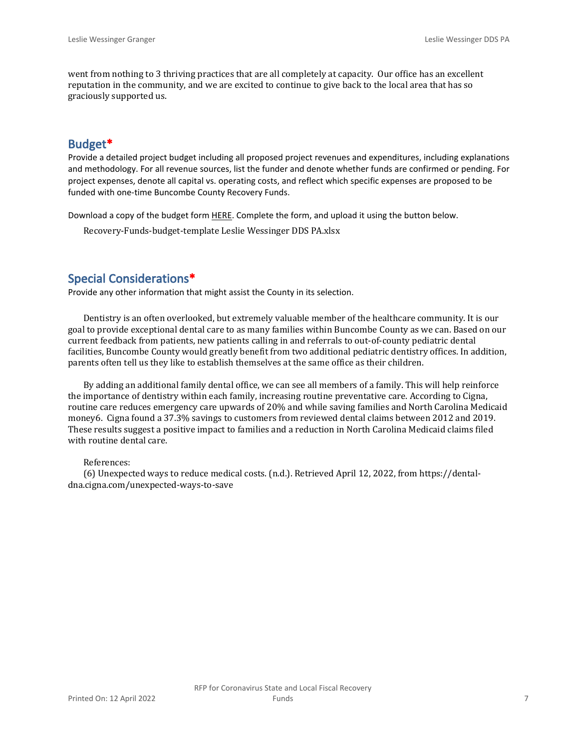went from nothing to 3 thriving practices that are all completely at capacity. Our office has an excellent reputation in the community, and we are excited to continue to give back to the local area that has so graciously supported us.

## Budget*

Provide a detailed project budget including all proposed project revenues and expenditures, including explanations and methodology. For all revenue sources, list the funder and denote whether funds are confirmed or pending. For project expenses, denote all capital vs. operating costs, and reflect which specific expenses are proposed to be funded with one-time Buncombe County Recovery Funds.

Download a copy of the budget form HERE. Complete the form, and upload it using the button below.

Recovery-Funds-budget-template Leslie Wessinger DDS PA.xlsx

## Special Considerations*

Provide any other information that might assist the County in its selection.

Dentistry is an often overlooked, but extremely valuable member of the healthcare community. It is our goal to provide exceptional dental care to as many families within Buncombe County as we can. Based on our current feedback from patients, new patients calling in and referrals to out-of-county pediatric dental facilities, Buncombe County would greatly benefit from two additional pediatric dentistry offices. In addition, parents often tell us they like to establish themselves at the same office as their children.

By adding an additional family dental office, we can see all members of a family. This will help reinforce the importance of dentistry within each family, increasing routine preventative care. According to Cigna, routine care reduces emergency care upwards of 20% and while saving families and North Carolina Medicaid money6. Cigna found a 37.3% savings to customers from reviewed dental claims between 2012 and 2019. These results suggest a positive impact to families and a reduction in North Carolina Medicaid claims filed with routine dental care.

References:

(6) Unexpected ways to reduce medical costs. (n.d.). Retrieved April 12, 2022, from https://dental-dna.cigna.com/unexpected-ways-to-save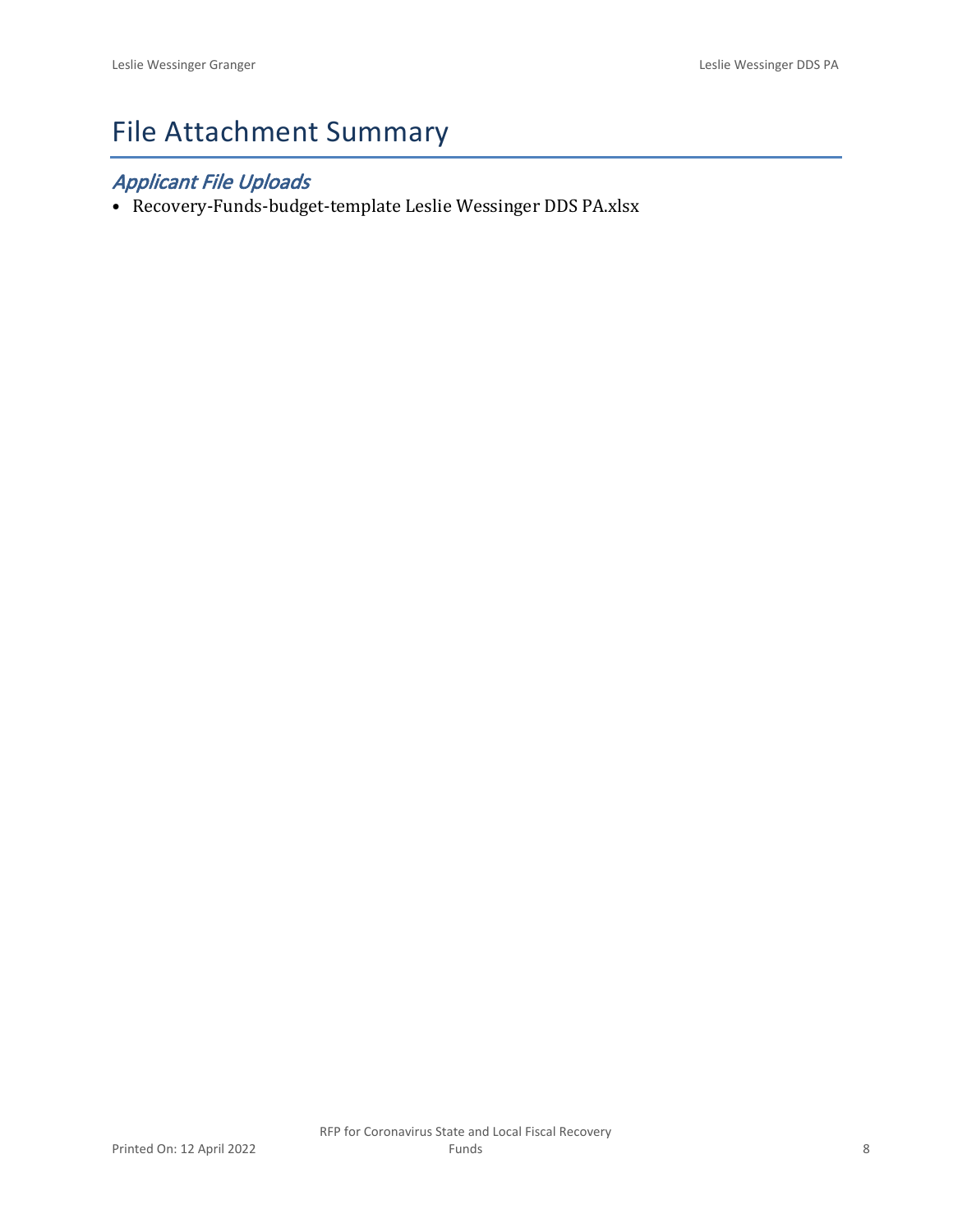# File Attachment Summary

## *Applicant File Uploads*

- Recovery-Funds-budget-template Leslie Wessinger DDS PA.xlsx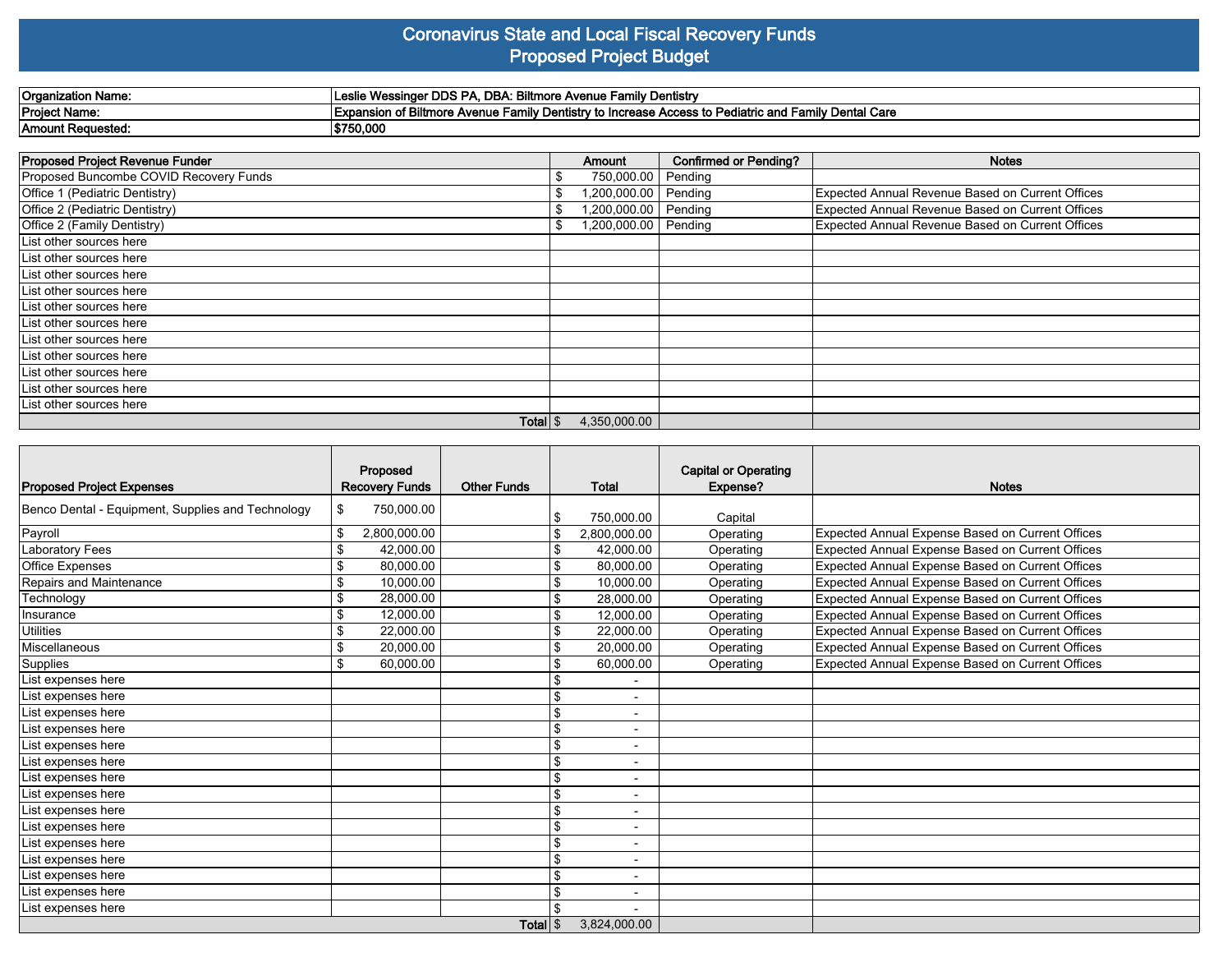# Coronavirus State and Local Fiscal Recovery Funds
## Proposed Project Budget

| | |
|---|---|
| **Organization Name:** | **Leslie Wessinger DDS PA, DBA: Biltmore Avenue Family Dentistry** |
| **Project Name:** | **Expansion of Biltmore Avenue Family Dentistry to Increase Access to Pediatric and Family Dental Care** |
| **Amount Requested:** | **$750,000** |

| Proposed Project Revenue Funder | Amount | Confirmed or Pending? | Notes |
|---|---|---|---|
| Proposed Buncombe COVID Recovery Funds | $ 750,000.00 | Pending | |
| Office 1 (Pediatric Dentistry) | $ 1,200,000.00 | Pending | Expected Annual Revenue Based on Current Offices |
| Office 2 (Pediatric Dentistry) | $ 1,200,000.00 | Pending | Expected Annual Revenue Based on Current Offices |
| Office 2 (Family Dentistry) | $ 1,200,000.00 | Pending | Expected Annual Revenue Based on Current Offices |
| List other sources here | | | |
| List other sources here | | | |
| List other sources here | | | |
| List other sources here | | | |
| List other sources here | | | |
| List other sources here | | | |
| List other sources here | | | |
| List other sources here | | | |
| List other sources here | | | |
| List other sources here | | | |
| List other sources here | | | |
| **Total** | $ 4,350,000.00 | | |

| Proposed Project Expenses | Proposed Recovery Funds | Other Funds | Total | Capital or Operating Expense? | Notes |
|---|---|---|---|---|---|
| Benco Dental - Equipment, Supplies and Technology | $ 750,000.00 | | $ 750,000.00 | Capital | |
| Payroll | $ 2,800,000.00 | | $ 2,800,000.00 | Operating | Expected Annual Expense Based on Current Offices |
| Laboratory Fees | $ 42,000.00 | | $ 42,000.00 | Operating | Expected Annual Expense Based on Current Offices |
| Office Expenses | $ 80,000.00 | | $ 80,000.00 | Operating | Expected Annual Expense Based on Current Offices |
| Repairs and Maintenance | $ 10,000.00 | | $ 10,000.00 | Operating | Expected Annual Expense Based on Current Offices |
| Technology | $ 28,000.00 | | $ 28,000.00 | Operating | Expected Annual Expense Based on Current Offices |
| Insurance | $ 12,000.00 | | $ 12,000.00 | Operating | Expected Annual Expense Based on Current Offices |
| Utilities | $ 22,000.00 | | $ 22,000.00 | Operating | Expected Annual Expense Based on Current Offices |
| Miscellaneous | $ 20,000.00 | | $ 20,000.00 | Operating | Expected Annual Expense Based on Current Offices |
| Supplies | $ 60,000.00 | | $ 60,000.00 | Operating | Expected Annual Expense Based on Current Offices |
| List expenses here | | | $ - | | |
| List expenses here | | | $ - | | |
| List expenses here | | | $ - | | |
| List expenses here | | | $ - | | |
| List expenses here | | | $ - | | |
| List expenses here | | | $ - | | |
| List expenses here | | | $ - | | |
| List expenses here | | | $ - | | |
| List expenses here | | | $ - | | |
| List expenses here | | | $ - | | |
| List expenses here | | | $ - | | |
| List expenses here | | | $ - | | |
| List expenses here | | | $ - | | |
| List expenses here | | | $ - | | |
| List expenses here | | | $ - | | |
| **Total** | | | $ 3,824,000.00 | | |